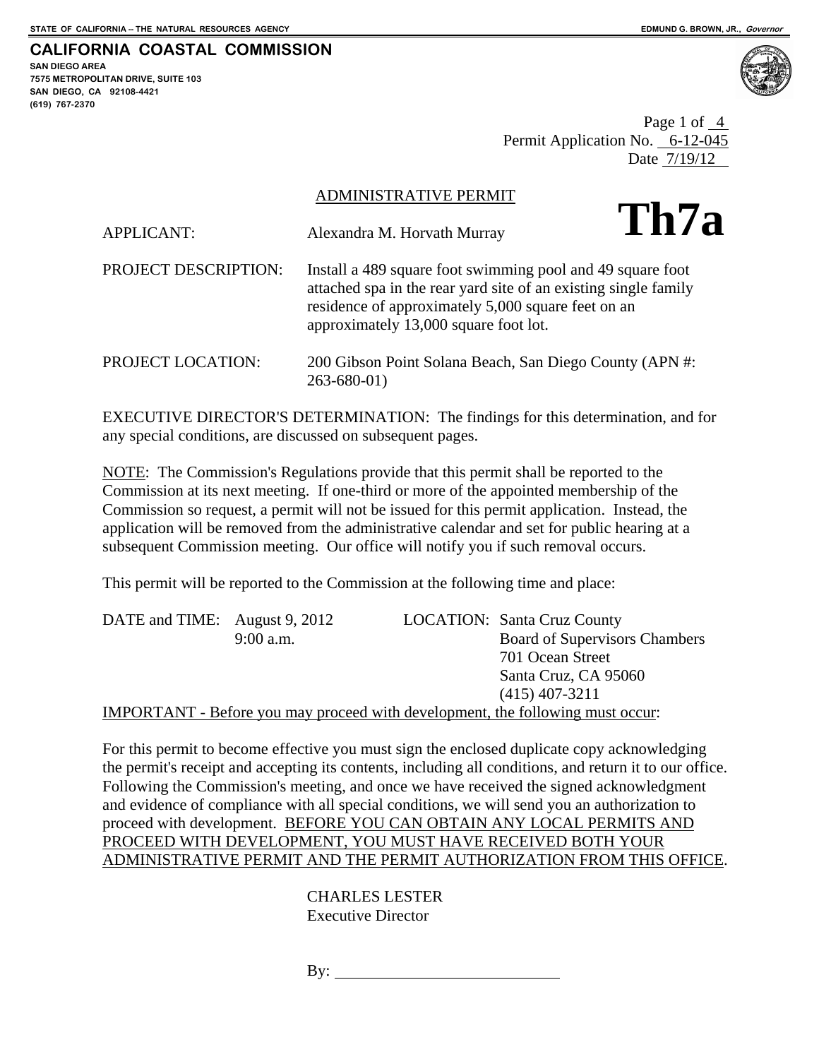STATE OF CALIFORNIA -- THE NATURAL RESOURCES AGENCY — EDMUND G. BROWN, JR., *Governor*

**CALIFORNIA COASTAL COMMISSION**
SAN DIEGO AREA
7575 METROPOLITAN DRIVE, SUITE 103
SAN DIEGO, CA 92108-4421
(619) 767-2370

Page 1 of 4
Permit Application No. 6-12-045
Date 7/19/12

# Th7a

## ADMINISTRATIVE PERMIT

APPLICANT: Alexandra M. Horvath Murray

PROJECT DESCRIPTION: Install a 489 square foot swimming pool and 49 square foot attached spa in the rear yard site of an existing single family residence of approximately 5,000 square feet on an approximately 13,000 square foot lot.

PROJECT LOCATION: 200 Gibson Point Solana Beach, San Diego County (APN #: 263-680-01)

EXECUTIVE DIRECTOR'S DETERMINATION: The findings for this determination, and for any special conditions, are discussed on subsequent pages.

NOTE: The Commission's Regulations provide that this permit shall be reported to the Commission at its next meeting. If one-third or more of the appointed membership of the Commission so request, a permit will not be issued for this permit application. Instead, the application will be removed from the administrative calendar and set for public hearing at a subsequent Commission meeting. Our office will notify you if such removal occurs.

This permit will be reported to the Commission at the following time and place:

DATE and TIME: August 9, 2012
9:00 a.m.

LOCATION: Santa Cruz County
Board of Supervisors Chambers
701 Ocean Street
Santa Cruz, CA 95060
(415) 407-3211

IMPORTANT - Before you may proceed with development, the following must occur:

For this permit to become effective you must sign the enclosed duplicate copy acknowledging the permit's receipt and accepting its contents, including all conditions, and return it to our office. Following the Commission's meeting, and once we have received the signed acknowledgment and evidence of compliance with all special conditions, we will send you an authorization to proceed with development. BEFORE YOU CAN OBTAIN ANY LOCAL PERMITS AND PROCEED WITH DEVELOPMENT, YOU MUST HAVE RECEIVED BOTH YOUR ADMINISTRATIVE PERMIT AND THE PERMIT AUTHORIZATION FROM THIS OFFICE.

CHARLES LESTER
Executive Director

By: ____________________________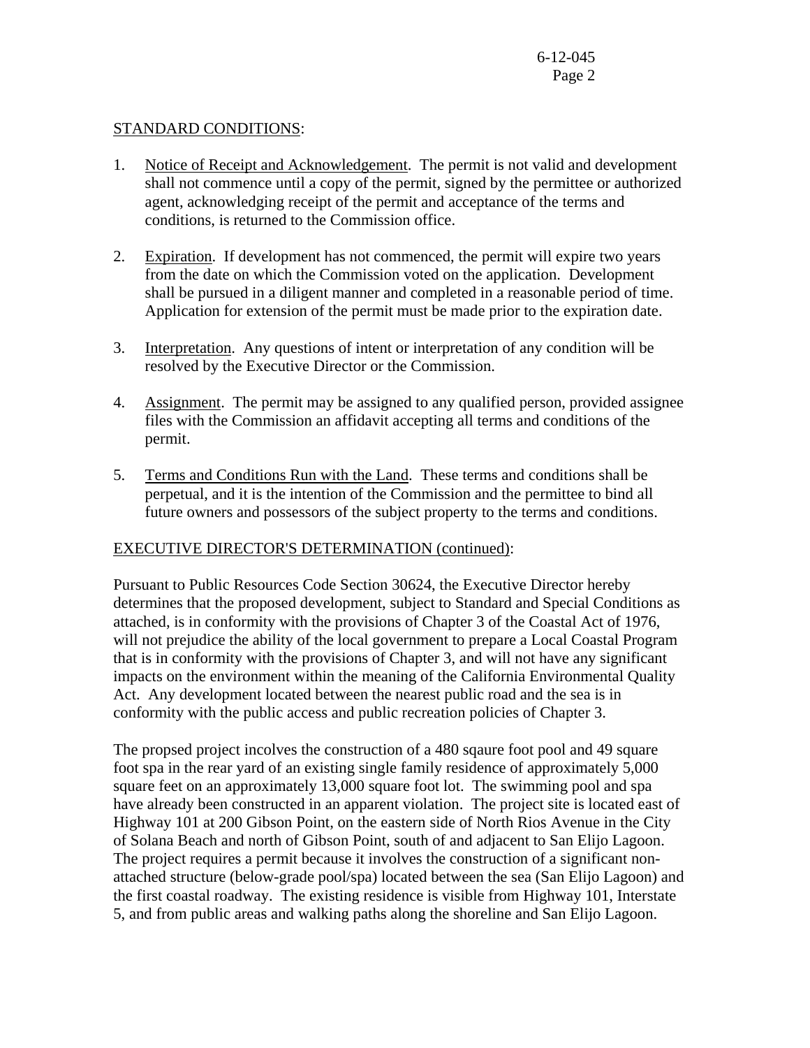STANDARD CONDITIONS:

1. Notice of Receipt and Acknowledgement. The permit is not valid and development shall not commence until a copy of the permit, signed by the permittee or authorized agent, acknowledging receipt of the permit and acceptance of the terms and conditions, is returned to the Commission office.

2. Expiration. If development has not commenced, the permit will expire two years from the date on which the Commission voted on the application. Development shall be pursued in a diligent manner and completed in a reasonable period of time. Application for extension of the permit must be made prior to the expiration date.

3. Interpretation. Any questions of intent or interpretation of any condition will be resolved by the Executive Director or the Commission.

4. Assignment. The permit may be assigned to any qualified person, provided assignee files with the Commission an affidavit accepting all terms and conditions of the permit.

5. Terms and Conditions Run with the Land. These terms and conditions shall be perpetual, and it is the intention of the Commission and the permittee to bind all future owners and possessors of the subject property to the terms and conditions.

EXECUTIVE DIRECTOR'S DETERMINATION (continued):

Pursuant to Public Resources Code Section 30624, the Executive Director hereby determines that the proposed development, subject to Standard and Special Conditions as attached, is in conformity with the provisions of Chapter 3 of the Coastal Act of 1976, will not prejudice the ability of the local government to prepare a Local Coastal Program that is in conformity with the provisions of Chapter 3, and will not have any significant impacts on the environment within the meaning of the California Environmental Quality Act. Any development located between the nearest public road and the sea is in conformity with the public access and public recreation policies of Chapter 3.

The propsed project incolves the construction of a 480 sqaure foot pool and 49 square foot spa in the rear yard of an existing single family residence of approximately 5,000 square feet on an approximately 13,000 square foot lot. The swimming pool and spa have already been constructed in an apparent violation. The project site is located east of Highway 101 at 200 Gibson Point, on the eastern side of North Rios Avenue in the City of Solana Beach and north of Gibson Point, south of and adjacent to San Elijo Lagoon. The project requires a permit because it involves the construction of a significant non-attached structure (below-grade pool/spa) located between the sea (San Elijo Lagoon) and the first coastal roadway. The existing residence is visible from Highway 101, Interstate 5, and from public areas and walking paths along the shoreline and San Elijo Lagoon.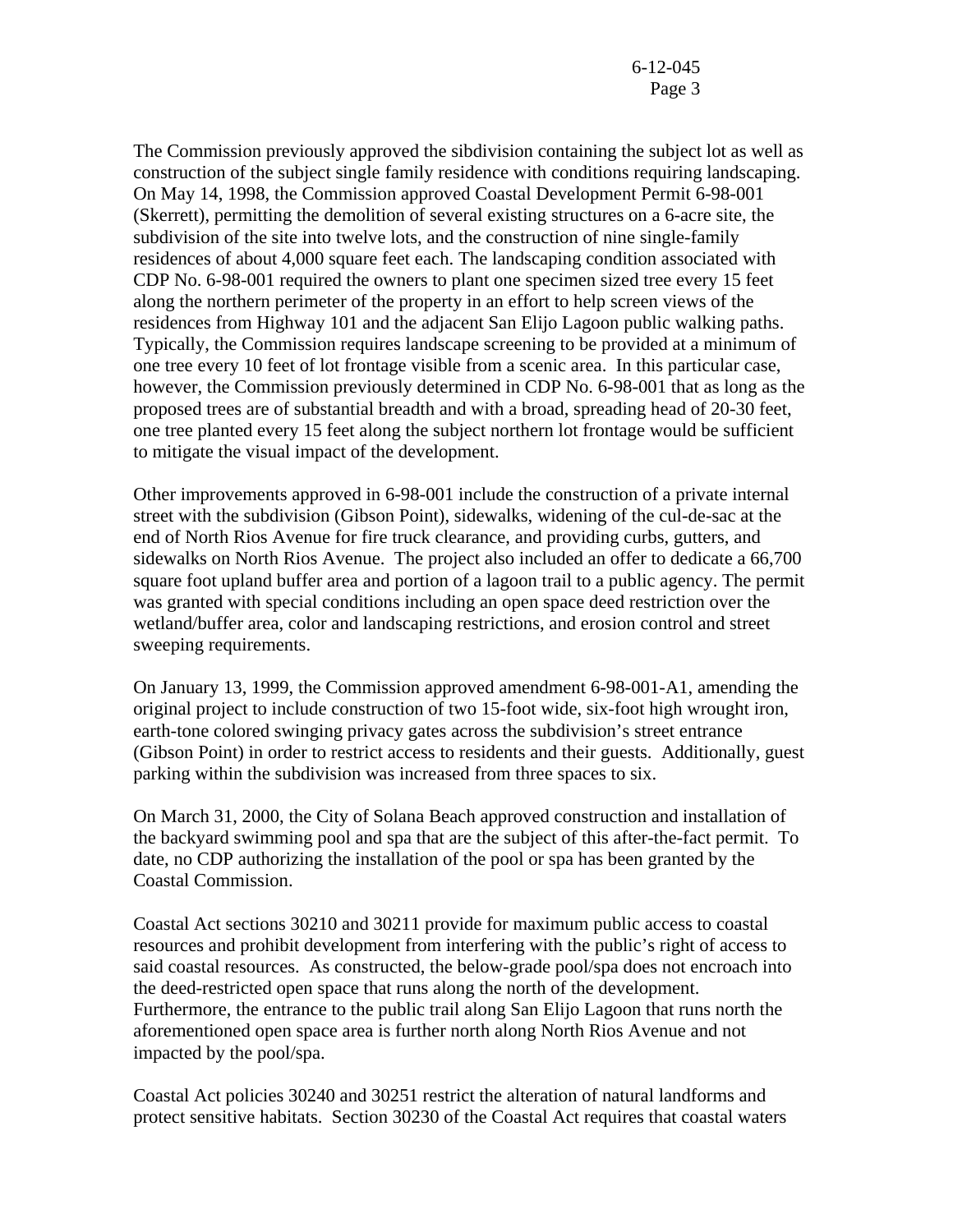The Commission previously approved the sibdivision containing the subject lot as well as construction of the subject single family residence with conditions requiring landscaping. On May 14, 1998, the Commission approved Coastal Development Permit 6-98-001 (Skerrett), permitting the demolition of several existing structures on a 6-acre site, the subdivision of the site into twelve lots, and the construction of nine single-family residences of about 4,000 square feet each. The landscaping condition associated with CDP No. 6-98-001 required the owners to plant one specimen sized tree every 15 feet along the northern perimeter of the property in an effort to help screen views of the residences from Highway 101 and the adjacent San Elijo Lagoon public walking paths. Typically, the Commission requires landscape screening to be provided at a minimum of one tree every 10 feet of lot frontage visible from a scenic area. In this particular case, however, the Commission previously determined in CDP No. 6-98-001 that as long as the proposed trees are of substantial breadth and with a broad, spreading head of 20-30 feet, one tree planted every 15 feet along the subject northern lot frontage would be sufficient to mitigate the visual impact of the development.

Other improvements approved in 6-98-001 include the construction of a private internal street with the subdivision (Gibson Point), sidewalks, widening of the cul-de-sac at the end of North Rios Avenue for fire truck clearance, and providing curbs, gutters, and sidewalks on North Rios Avenue. The project also included an offer to dedicate a 66,700 square foot upland buffer area and portion of a lagoon trail to a public agency. The permit was granted with special conditions including an open space deed restriction over the wetland/buffer area, color and landscaping restrictions, and erosion control and street sweeping requirements.

On January 13, 1999, the Commission approved amendment 6-98-001-A1, amending the original project to include construction of two 15-foot wide, six-foot high wrought iron, earth-tone colored swinging privacy gates across the subdivision's street entrance (Gibson Point) in order to restrict access to residents and their guests. Additionally, guest parking within the subdivision was increased from three spaces to six.

On March 31, 2000, the City of Solana Beach approved construction and installation of the backyard swimming pool and spa that are the subject of this after-the-fact permit. To date, no CDP authorizing the installation of the pool or spa has been granted by the Coastal Commission.

Coastal Act sections 30210 and 30211 provide for maximum public access to coastal resources and prohibit development from interfering with the public's right of access to said coastal resources. As constructed, the below-grade pool/spa does not encroach into the deed-restricted open space that runs along the north of the development. Furthermore, the entrance to the public trail along San Elijo Lagoon that runs north the aforementioned open space area is further north along North Rios Avenue and not impacted by the pool/spa.

Coastal Act policies 30240 and 30251 restrict the alteration of natural landforms and protect sensitive habitats. Section 30230 of the Coastal Act requires that coastal waters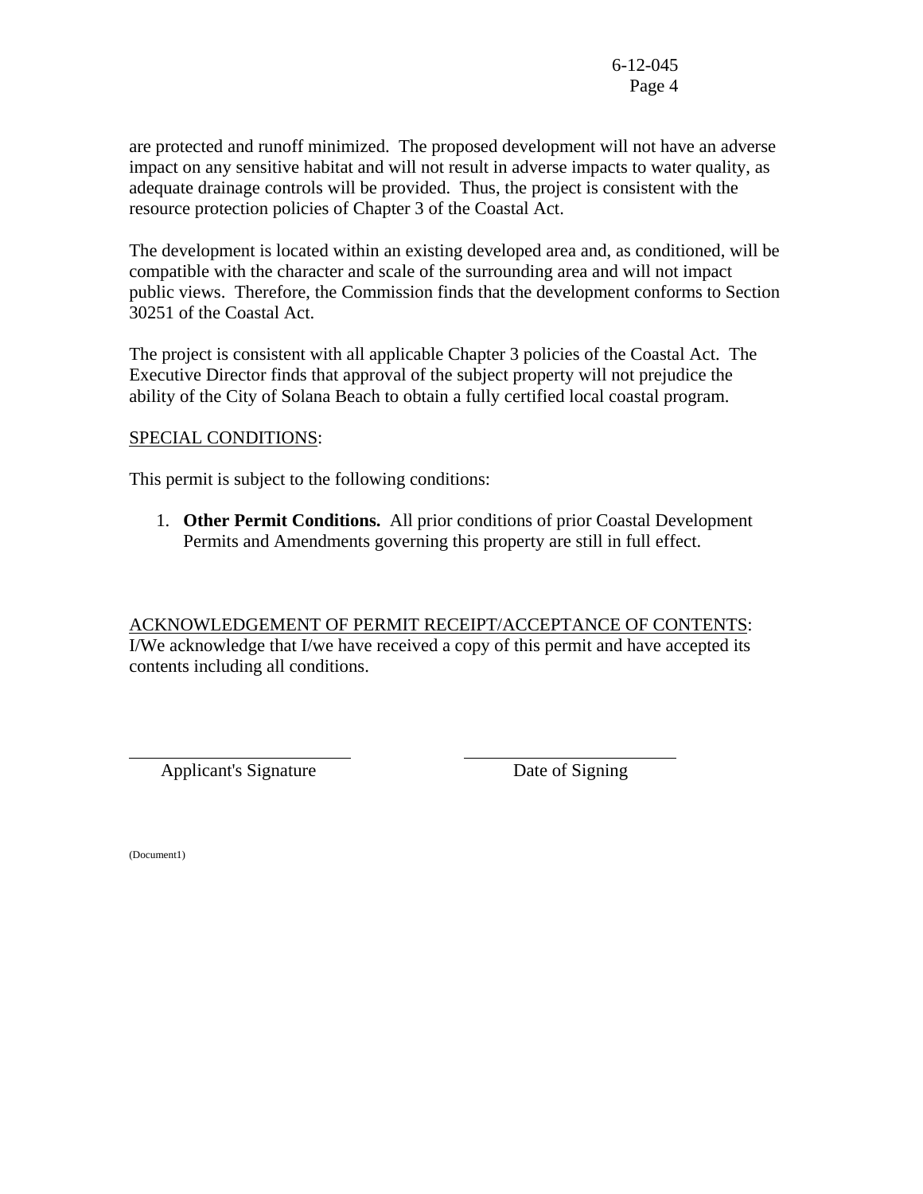are protected and runoff minimized. The proposed development will not have an adverse impact on any sensitive habitat and will not result in adverse impacts to water quality, as adequate drainage controls will be provided. Thus, the project is consistent with the resource protection policies of Chapter 3 of the Coastal Act.

The development is located within an existing developed area and, as conditioned, will be compatible with the character and scale of the surrounding area and will not impact public views. Therefore, the Commission finds that the development conforms to Section 30251 of the Coastal Act.

The project is consistent with all applicable Chapter 3 policies of the Coastal Act. The Executive Director finds that approval of the subject property will not prejudice the ability of the City of Solana Beach to obtain a fully certified local coastal program.

<u>SPECIAL CONDITIONS</u>:

This permit is subject to the following conditions:

1. **Other Permit Conditions.** All prior conditions of prior Coastal Development Permits and Amendments governing this property are still in full effect.

<u>ACKNOWLEDGEMENT OF PERMIT RECEIPT/ACCEPTANCE OF CONTENTS</u>:
I/We acknowledge that I/we have received a copy of this permit and have accepted its contents including all conditions.

\_\_\_\_\_\_\_\_\_\_\_\_\_\_\_\_\_\_\_\_\_\_\_\_ \_\_\_\_\_\_\_\_\_\_\_\_\_\_\_\_\_\_\_\_\_\_\_\_

Applicant's Signature Date of Signing

(Document1)